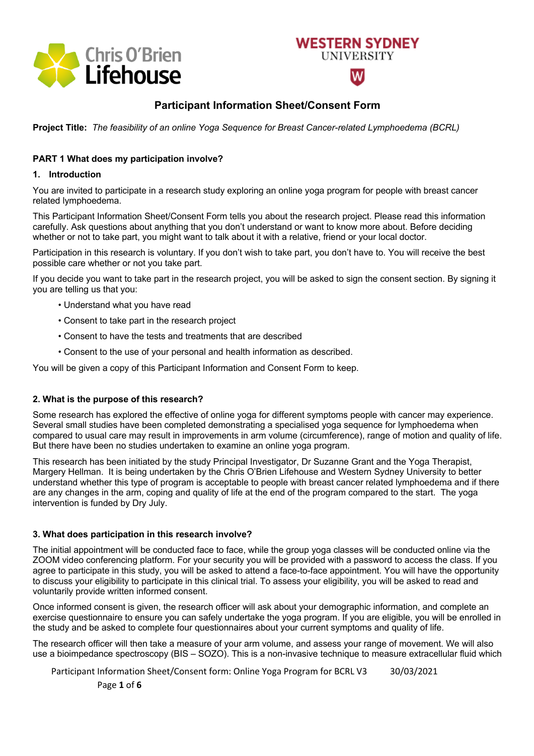## Participant Information Sheet/Consent Form

**Project Title:** *The feasibility of an online Yoga Sequence for Breast Cancer-related Lymphoedema (BCRL)*

### PART 1 What does my participation involve?

#### 1. Introduction

You are invited to participate in a research study exploring an online yoga program for people with breast cancer related lymphoedema.

This Participant Information Sheet/Consent Form tells you about the research project. Please read this information carefully. Ask questions about anything that you don't understand or want to know more about. Before deciding whether or not to take part, you might want to talk about it with a relative, friend or your local doctor.

Participation in this research is voluntary. If you don't wish to take part, you don't have to. You will receive the best possible care whether or not you take part.

If you decide you want to take part in the research project, you will be asked to sign the consent section. By signing it you are telling us that you:

- Understand what you have read
- Consent to take part in the research project
- Consent to have the tests and treatments that are described
- Consent to the use of your personal and health information as described.

You will be given a copy of this Participant Information and Consent Form to keep.

#### 2. What is the purpose of this research?

Some research has explored the effective of online yoga for different symptoms people with cancer may experience. Several small studies have been completed demonstrating a specialised yoga sequence for lymphoedema when compared to usual care may result in improvements in arm volume (circumference), range of motion and quality of life. But there have been no studies undertaken to examine an online yoga program.

This research has been initiated by the study Principal Investigator, Dr Suzanne Grant and the Yoga Therapist, Margery Hellman. It is being undertaken by the Chris O'Brien Lifehouse and Western Sydney University to better understand whether this type of program is acceptable to people with breast cancer related lymphoedema and if there are any changes in the arm, coping and quality of life at the end of the program compared to the start. The yoga intervention is funded by Dry July.

#### 3. What does participation in this research involve?

The initial appointment will be conducted face to face, while the group yoga classes will be conducted online via the ZOOM video conferencing platform. For your security you will be provided with a password to access the class. If you agree to participate in this study, you will be asked to attend a face-to-face appointment. You will have the opportunity to discuss your eligibility to participate in this clinical trial. To assess your eligibility, you will be asked to read and voluntarily provide written informed consent.

Once informed consent is given, the research officer will ask about your demographic information, and complete an exercise questionnaire to ensure you can safely undertake the yoga program. If you are eligible, you will be enrolled in the study and be asked to complete four questionnaires about your current symptoms and quality of life.

The research officer will then take a measure of your arm volume, and assess your range of movement. We will also use a bioimpedance spectroscopy (BIS – SOZO). This is a non-invasive technique to measure extracellular fluid which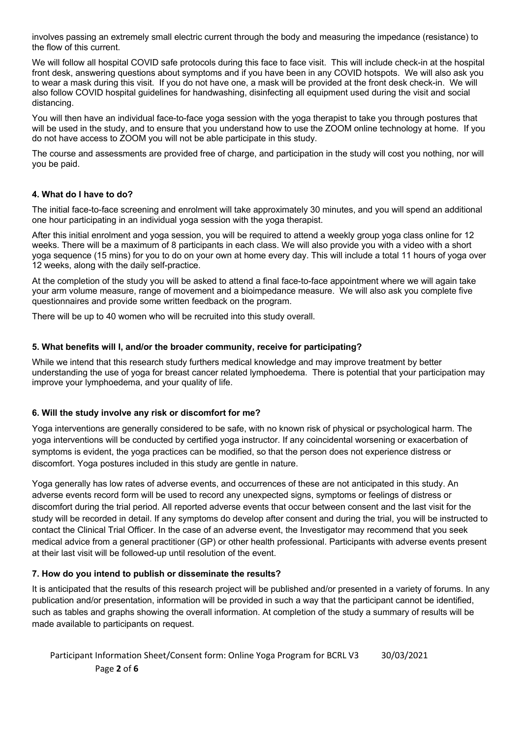involves passing an extremely small electric current through the body and measuring the impedance (resistance) to the flow of this current.

We will follow all hospital COVID safe protocols during this face to face visit. This will include check-in at the hospital front desk, answering questions about symptoms and if you have been in any COVID hotspots. We will also ask you to wear a mask during this visit. If you do not have one, a mask will be provided at the front desk check-in. We will also follow COVID hospital guidelines for handwashing, disinfecting all equipment used during the visit and social distancing.

You will then have an individual face-to-face yoga session with the yoga therapist to take you through postures that will be used in the study, and to ensure that you understand how to use the ZOOM online technology at home. If you do not have access to ZOOM you will not be able participate in this study.

The course and assessments are provided free of charge, and participation in the study will cost you nothing, nor will you be paid.

#### 4. What do I have to do?

The initial face-to-face screening and enrolment will take approximately 30 minutes, and you will spend an additional one hour participating in an individual yoga session with the yoga therapist.

After this initial enrolment and yoga session, you will be required to attend a weekly group yoga class online for 12 weeks. There will be a maximum of 8 participants in each class. We will also provide you with a video with a short yoga sequence (15 mins) for you to do on your own at home every day. This will include a total 11 hours of yoga over 12 weeks, along with the daily self-practice.

At the completion of the study you will be asked to attend a final face-to-face appointment where we will again take your arm volume measure, range of movement and a bioimpedance measure. We will also ask you complete five questionnaires and provide some written feedback on the program.

There will be up to 40 women who will be recruited into this study overall.

#### 5. What benefits will I, and/or the broader community, receive for participating?

While we intend that this research study furthers medical knowledge and may improve treatment by better understanding the use of yoga for breast cancer related lymphoedema. There is potential that your participation may improve your lymphoedema, and your quality of life.

#### 6. Will the study involve any risk or discomfort for me?

Yoga interventions are generally considered to be safe, with no known risk of physical or psychological harm. The yoga interventions will be conducted by certified yoga instructor. If any coincidental worsening or exacerbation of symptoms is evident, the yoga practices can be modified, so that the person does not experience distress or discomfort. Yoga postures included in this study are gentle in nature.

Yoga generally has low rates of adverse events, and occurrences of these are not anticipated in this study. An adverse events record form will be used to record any unexpected signs, symptoms or feelings of distress or discomfort during the trial period. All reported adverse events that occur between consent and the last visit for the study will be recorded in detail. If any symptoms do develop after consent and during the trial, you will be instructed to contact the Clinical Trial Officer. In the case of an adverse event, the Investigator may recommend that you seek medical advice from a general practitioner (GP) or other health professional. Participants with adverse events present at their last visit will be followed-up until resolution of the event.

#### 7. How do you intend to publish or disseminate the results?

It is anticipated that the results of this research project will be published and/or presented in a variety of forums. In any publication and/or presentation, information will be provided in such a way that the participant cannot be identified, such as tables and graphs showing the overall information. At completion of the study a summary of results will be made available to participants on request.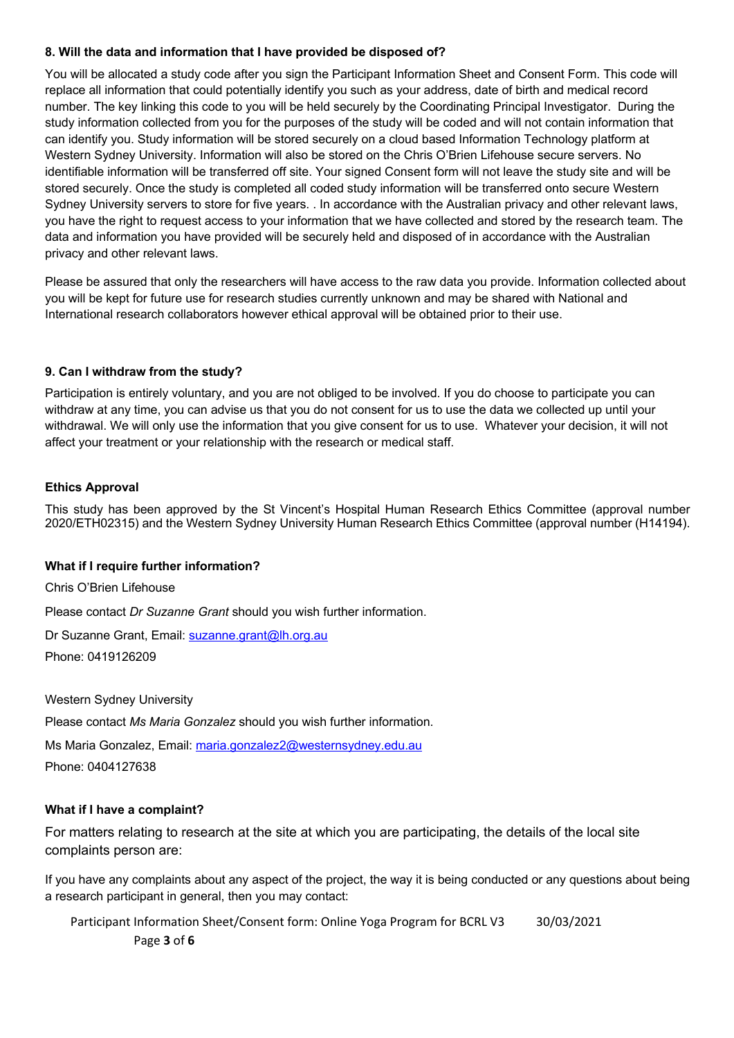**8. Will the data and information that I have provided be disposed of?**

You will be allocated a study code after you sign the Participant Information Sheet and Consent Form. This code will replace all information that could potentially identify you such as your address, date of birth and medical record number. The key linking this code to you will be held securely by the Coordinating Principal Investigator. During the study information collected from you for the purposes of the study will be coded and will not contain information that can identify you. Study information will be stored securely on a cloud based Information Technology platform at Western Sydney University. Information will also be stored on the Chris O'Brien Lifehouse secure servers. No identifiable information will be transferred off site. Your signed Consent form will not leave the study site and will be stored securely. Once the study is completed all coded study information will be transferred onto secure Western Sydney University servers to store for five years. . In accordance with the Australian privacy and other relevant laws, you have the right to request access to your information that we have collected and stored by the research team. The data and information you have provided will be securely held and disposed of in accordance with the Australian privacy and other relevant laws.

Please be assured that only the researchers will have access to the raw data you provide. Information collected about you will be kept for future use for research studies currently unknown and may be shared with National and International research collaborators however ethical approval will be obtained prior to their use.

**9. Can I withdraw from the study?**

Participation is entirely voluntary, and you are not obliged to be involved. If you do choose to participate you can withdraw at any time, you can advise us that you do not consent for us to use the data we collected up until your withdrawal. We will only use the information that you give consent for us to use. Whatever your decision, it will not affect your treatment or your relationship with the research or medical staff.

**Ethics Approval**

This study has been approved by the St Vincent's Hospital Human Research Ethics Committee (approval number 2020/ETH02315) and the Western Sydney University Human Research Ethics Committee (approval number (H14194).

**What if I require further information?**

Chris O'Brien Lifehouse

Please contact *Dr Suzanne Grant* should you wish further information.

Dr Suzanne Grant, Email: suzanne.grant@lh.org.au

Phone: 0419126209

Western Sydney University

Please contact *Ms Maria Gonzalez* should you wish further information.

Ms Maria Gonzalez, Email: maria.gonzalez2@westernsydney.edu.au

Phone: 0404127638

**What if I have a complaint?**

For matters relating to research at the site at which you are participating, the details of the local site complaints person are:

If you have any complaints about any aspect of the project, the way it is being conducted or any questions about being a research participant in general, then you may contact: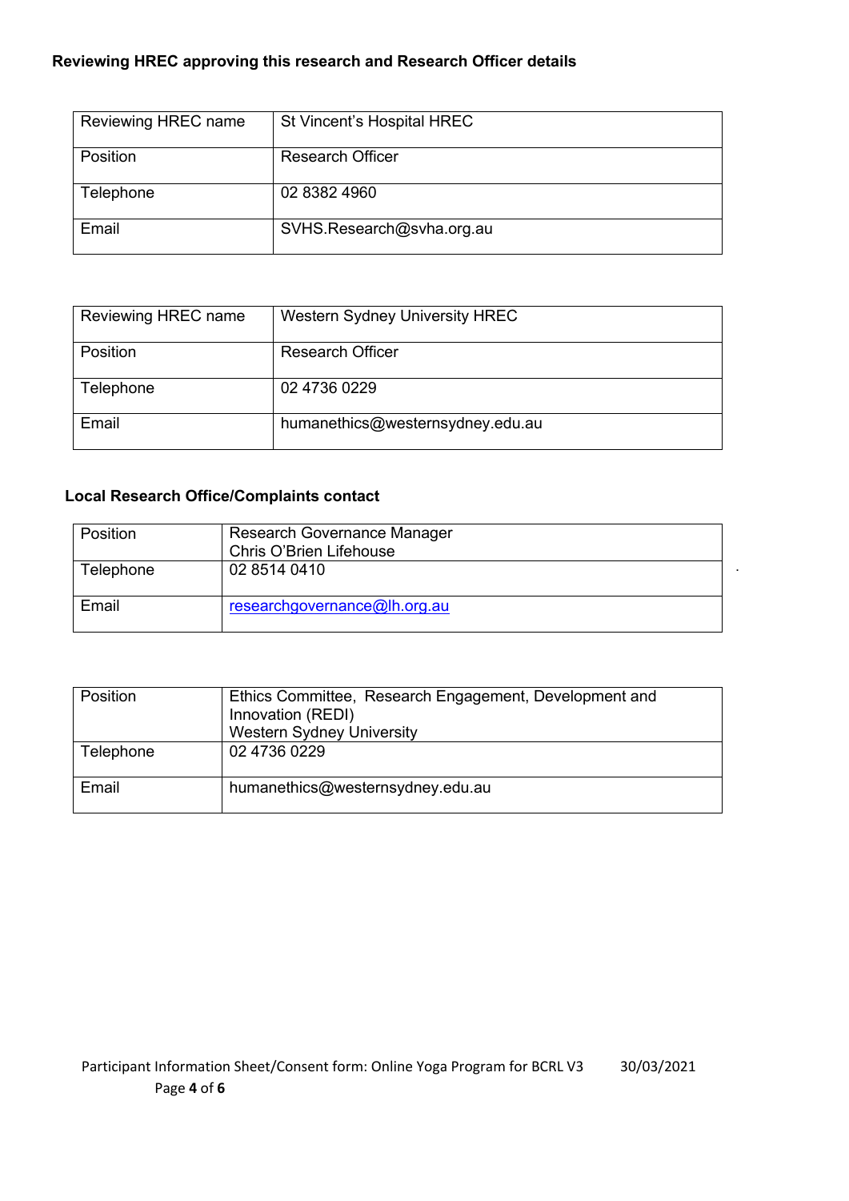**Reviewing HREC approving this research and Research Officer details**

| Reviewing HREC name | St Vincent's Hospital HREC |
|---|---|
| Position | Research Officer |
| Telephone | 02 8382 4960 |
| Email | SVHS.Research@svha.org.au |

| Reviewing HREC name | Western Sydney University HREC |
|---|---|
| Position | Research Officer |
| Telephone | 02 4736 0229 |
| Email | humanethics@westernsydney.edu.au |

**Local Research Office/Complaints contact**

| Position | Research Governance Manager<br>Chris O'Brien Lifehouse |
|---|---|
| Telephone | 02 8514 0410 |
| Email | researchgovernance@lh.org.au |

| Position | Ethics Committee, Research Engagement, Development and Innovation (REDI)<br>Western Sydney University |
|---|---|
| Telephone | 02 4736 0229 |
| Email | humanethics@westernsydney.edu.au |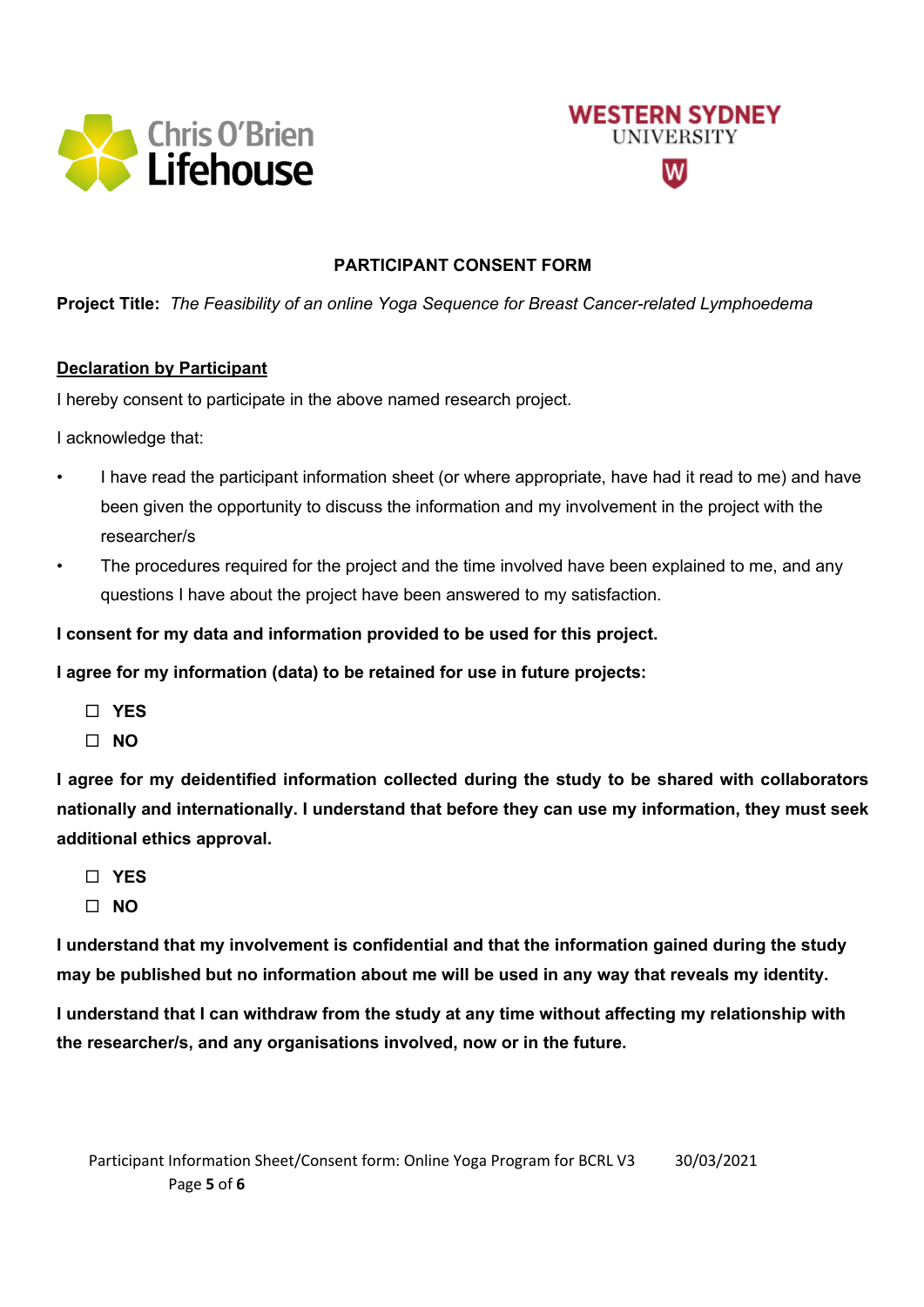## PARTICIPANT CONSENT FORM

**Project Title:** *The Feasibility of an online Yoga Sequence for Breast Cancer-related Lymphoedema*

**<u>Declaration by Participant</u>**

I hereby consent to participate in the above named research project.

I acknowledge that:

- I have read the participant information sheet (or where appropriate, have had it read to me) and have been given the opportunity to discuss the information and my involvement in the project with the researcher/s
- The procedures required for the project and the time involved have been explained to me, and any questions I have about the project have been answered to my satisfaction.

**I consent for my data and information provided to be used for this project.**

**I agree for my information (data) to be retained for use in future projects:**

- ☐ **YES**
- ☐ **NO**

**I agree for my deidentified information collected during the study to be shared with collaborators nationally and internationally. I understand that before they can use my information, they must seek additional ethics approval.**

- ☐ **YES**
- ☐ **NO**

**I understand that my involvement is confidential and that the information gained during the study may be published but no information about me will be used in any way that reveals my identity.**

**I understand that I can withdraw from the study at any time without affecting my relationship with the researcher/s, and any organisations involved, now or in the future.**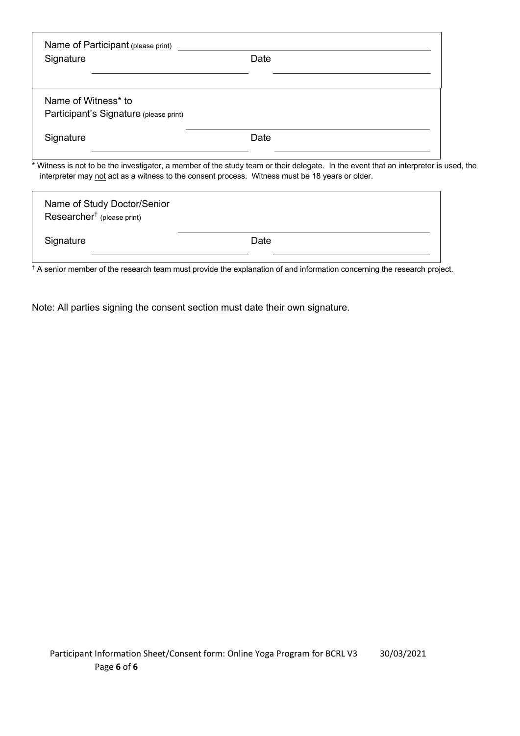Name of Participant (please print) \_\_\_\_\_\_\_\_\_\_\_\_\_\_\_\_\_\_\_\_\_\_\_\_\_\_\_\_\_\_

Signature \_\_\_\_\_\_\_\_\_\_\_\_\_\_\_\_\_\_\_\_ Date \_\_\_\_\_\_\_\_\_\_\_\_\_\_\_\_\_\_\_\_

Name of Witness* to Participant's Signature (please print) \_\_\_\_\_\_\_\_\_\_\_\_\_\_\_\_\_\_\_\_\_\_\_\_\_\_\_\_\_\_

Signature \_\_\_\_\_\_\_\_\_\_\_\_\_\_\_\_\_\_\_\_ Date \_\_\_\_\_\_\_\_\_\_\_\_\_\_\_\_\_\_\_\_

* Witness is <u>not</u> to be the investigator, a member of the study team or their delegate. In the event that an interpreter is used, the interpreter may <u>not</u> act as a witness to the consent process. Witness must be 18 years or older.

Name of Study Doctor/Senior Researcher† (please print) \_\_\_\_\_\_\_\_\_\_\_\_\_\_\_\_\_\_\_\_\_\_\_\_\_\_\_\_\_\_

Signature \_\_\_\_\_\_\_\_\_\_\_\_\_\_\_\_\_\_\_\_ Date \_\_\_\_\_\_\_\_\_\_\_\_\_\_\_\_\_\_\_\_

† A senior member of the research team must provide the explanation of and information concerning the research project.

Note: All parties signing the consent section must date their own signature.

Participant Information Sheet/Consent form: Online Yoga Program for BCRL V3 30/03/2021